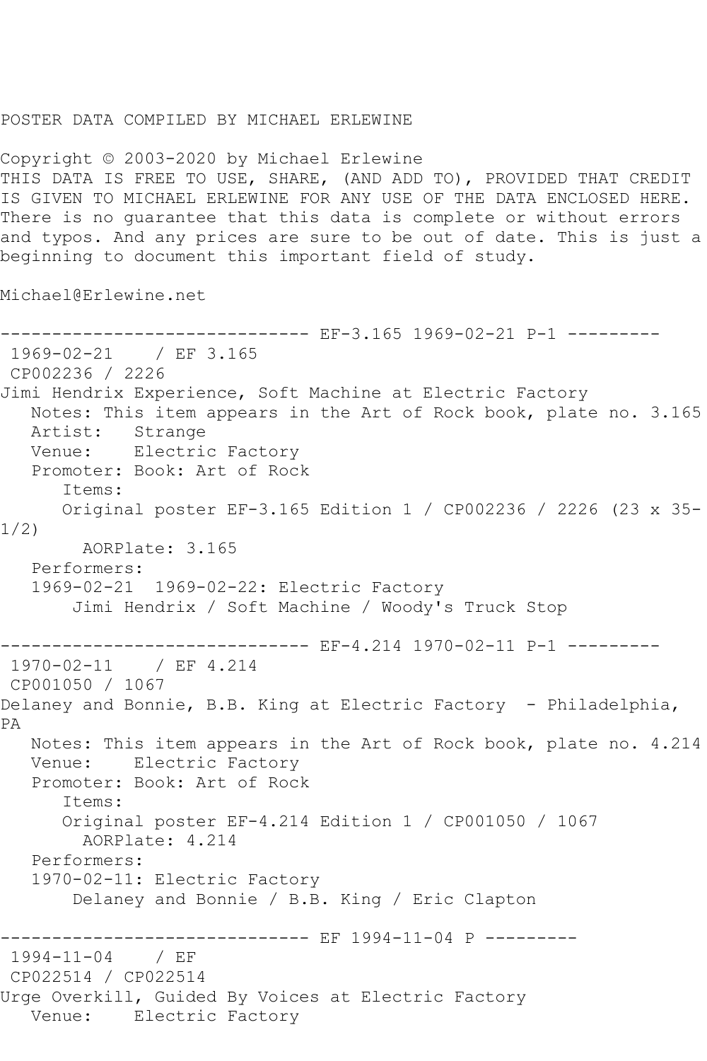POSTER DATA COMPILED BY MICHAEL ERLEWINE

Copyright © 2003-2020 by Michael Erlewine
THIS DATA IS FREE TO USE, SHARE, (AND ADD TO), PROVIDED THAT CREDIT IS GIVEN TO MICHAEL ERLEWINE FOR ANY USE OF THE DATA ENCLOSED HERE. There is no guarantee that this data is complete or without errors and typos. And any prices are sure to be out of date. This is just a beginning to document this important field of study.

Michael@Erlewine.net

```
------------------------------ EF-3.165 1969-02-21 P-1 ---------
 1969-02-21    / EF 3.165
 CP002236 / 2226
Jimi Hendrix Experience, Soft Machine at Electric Factory
   Notes: This item appears in the Art of Rock book, plate no. 3.165
   Artist:   Strange
   Venue:    Electric Factory
   Promoter: Book: Art of Rock
      Items:
      Original poster EF-3.165 Edition 1 / CP002236 / 2226 (23 x 35-1/2)
        AORPlate: 3.165
   Performers:
   1969-02-21  1969-02-22: Electric Factory
       Jimi Hendrix / Soft Machine / Woody's Truck Stop

------------------------------ EF-4.214 1970-02-11 P-1 ---------
 1970-02-11    / EF 4.214
 CP001050 / 1067
Delaney and Bonnie, B.B. King at Electric Factory  - Philadelphia, PA
   Notes: This item appears in the Art of Rock book, plate no. 4.214
   Venue:    Electric Factory
   Promoter: Book: Art of Rock
      Items:
      Original poster EF-4.214 Edition 1 / CP001050 / 1067
        AORPlate: 4.214
   Performers:
   1970-02-11: Electric Factory
       Delaney and Bonnie / B.B. King / Eric Clapton

------------------------------ EF 1994-11-04 P ---------
 1994-11-04    / EF
 CP022514 / CP022514
Urge Overkill, Guided By Voices at Electric Factory
   Venue:    Electric Factory
```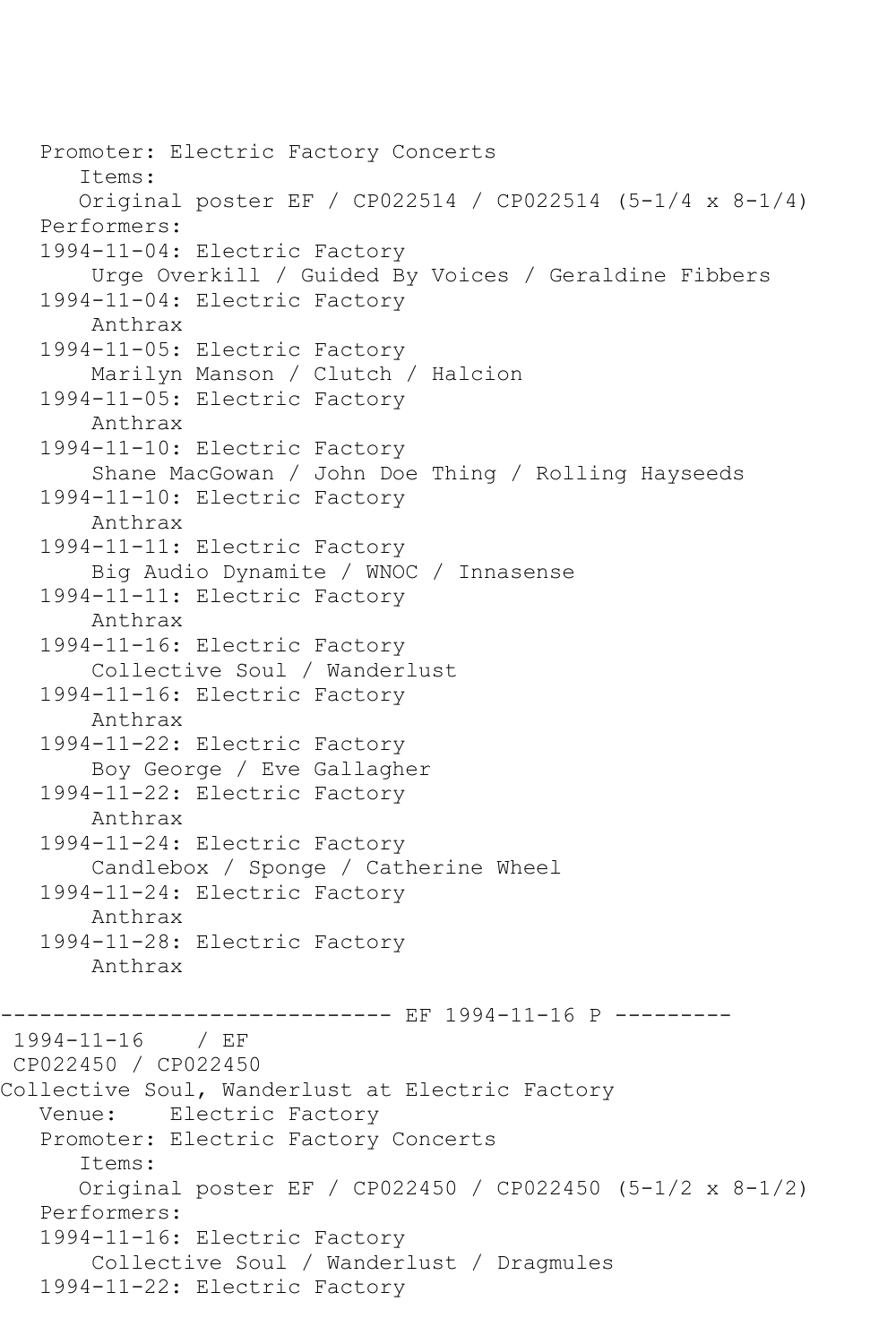Promoter: Electric Factory Concerts
Items:
Original poster EF / CP022514 / CP022514 (5-1/4 x 8-1/4)
Performers:
1994-11-04: Electric Factory
Urge Overkill / Guided By Voices / Geraldine Fibbers
1994-11-04: Electric Factory
Anthrax
1994-11-05: Electric Factory
Marilyn Manson / Clutch / Halcion
1994-11-05: Electric Factory
Anthrax
1994-11-10: Electric Factory
Shane MacGowan / John Doe Thing / Rolling Hayseeds
1994-11-10: Electric Factory
Anthrax
1994-11-11: Electric Factory
Big Audio Dynamite / WNOC / Innasense
1994-11-11: Electric Factory
Anthrax
1994-11-16: Electric Factory
Collective Soul / Wanderlust
1994-11-16: Electric Factory
Anthrax
1994-11-22: Electric Factory
Boy George / Eve Gallagher
1994-11-22: Electric Factory
Anthrax
1994-11-24: Electric Factory
Candlebox / Sponge / Catherine Wheel
1994-11-24: Electric Factory
Anthrax
1994-11-28: Electric Factory
Anthrax

------------------------------ EF 1994-11-16 P ---------

1994-11-16 / EF
CP022450 / CP022450
Collective Soul, Wanderlust at Electric Factory
Venue: Electric Factory
Promoter: Electric Factory Concerts
Items:
Original poster EF / CP022450 / CP022450 (5-1/2 x 8-1/2)
Performers:
1994-11-16: Electric Factory
Collective Soul / Wanderlust / Dragmules
1994-11-22: Electric Factory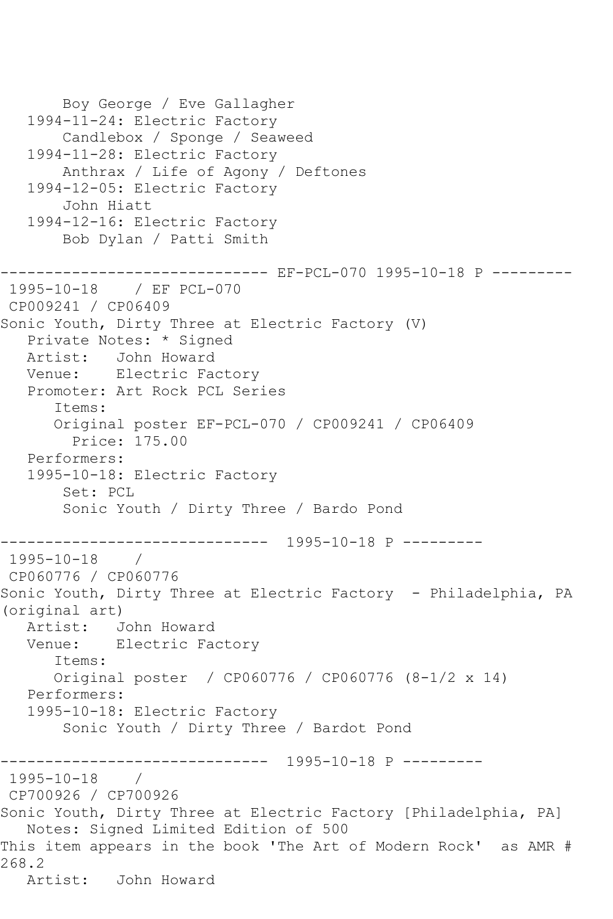```
       Boy George / Eve Gallagher
   1994-11-24: Electric Factory
       Candlebox / Sponge / Seaweed
   1994-11-28: Electric Factory
       Anthrax / Life of Agony / Deftones
   1994-12-05: Electric Factory
       John Hiatt
   1994-12-16: Electric Factory
       Bob Dylan / Patti Smith

------------------------------ EF-PCL-070 1995-10-18 P ---------
 1995-10-18    / EF PCL-070
 CP009241 / CP06409
Sonic Youth, Dirty Three at Electric Factory (V)
   Private Notes: * Signed
   Artist:   John Howard
   Venue:    Electric Factory
   Promoter: Art Rock PCL Series
      Items:
      Original poster EF-PCL-070 / CP009241 / CP06409
        Price: 175.00
   Performers:
   1995-10-18: Electric Factory
       Set: PCL
       Sonic Youth / Dirty Three / Bardo Pond

------------------------------  1995-10-18 P ---------
 1995-10-18    /
 CP060776 / CP060776
Sonic Youth, Dirty Three at Electric Factory  - Philadelphia, PA
(original art)
   Artist:   John Howard
   Venue:    Electric Factory
      Items:
      Original poster  / CP060776 / CP060776 (8-1/2 x 14)
   Performers:
   1995-10-18: Electric Factory
       Sonic Youth / Dirty Three / Bardot Pond

------------------------------  1995-10-18 P ---------
 1995-10-18    /
 CP700926 / CP700926
Sonic Youth, Dirty Three at Electric Factory [Philadelphia, PA]
   Notes: Signed Limited Edition of 500
This item appears in the book 'The Art of Modern Rock'  as AMR #
268.2
   Artist:   John Howard
```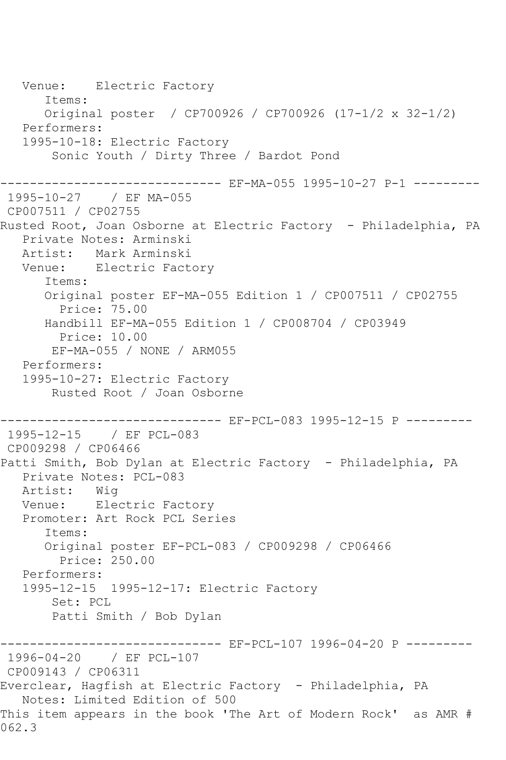```
   Venue:    Electric Factory
      Items:
      Original poster  / CP700926 / CP700926 (17-1/2 x 32-1/2)
   Performers:
   1995-10-18: Electric Factory
       Sonic Youth / Dirty Three / Bardot Pond

------------------------------ EF-MA-055 1995-10-27 P-1 ---------
 1995-10-27    / EF MA-055
 CP007511 / CP02755
Rusted Root, Joan Osborne at Electric Factory  - Philadelphia, PA
   Private Notes: Arminski
   Artist:   Mark Arminski
   Venue:    Electric Factory
      Items:
      Original poster EF-MA-055 Edition 1 / CP007511 / CP02755
        Price: 75.00
      Handbill EF-MA-055 Edition 1 / CP008704 / CP03949
        Price: 10.00
       EF-MA-055 / NONE / ARM055
   Performers:
   1995-10-27: Electric Factory
       Rusted Root / Joan Osborne

------------------------------ EF-PCL-083 1995-12-15 P ---------
 1995-12-15    / EF PCL-083
 CP009298 / CP06466
Patti Smith, Bob Dylan at Electric Factory  - Philadelphia, PA
   Private Notes: PCL-083
   Artist:   Wig
   Venue:    Electric Factory
   Promoter: Art Rock PCL Series
      Items:
      Original poster EF-PCL-083 / CP009298 / CP06466
        Price: 250.00
   Performers:
   1995-12-15  1995-12-17: Electric Factory
       Set: PCL
       Patti Smith / Bob Dylan

------------------------------ EF-PCL-107 1996-04-20 P ---------
 1996-04-20    / EF PCL-107
 CP009143 / CP06311
Everclear, Hagfish at Electric Factory  - Philadelphia, PA
   Notes: Limited Edition of 500
This item appears in the book 'The Art of Modern Rock'  as AMR #
062.3
```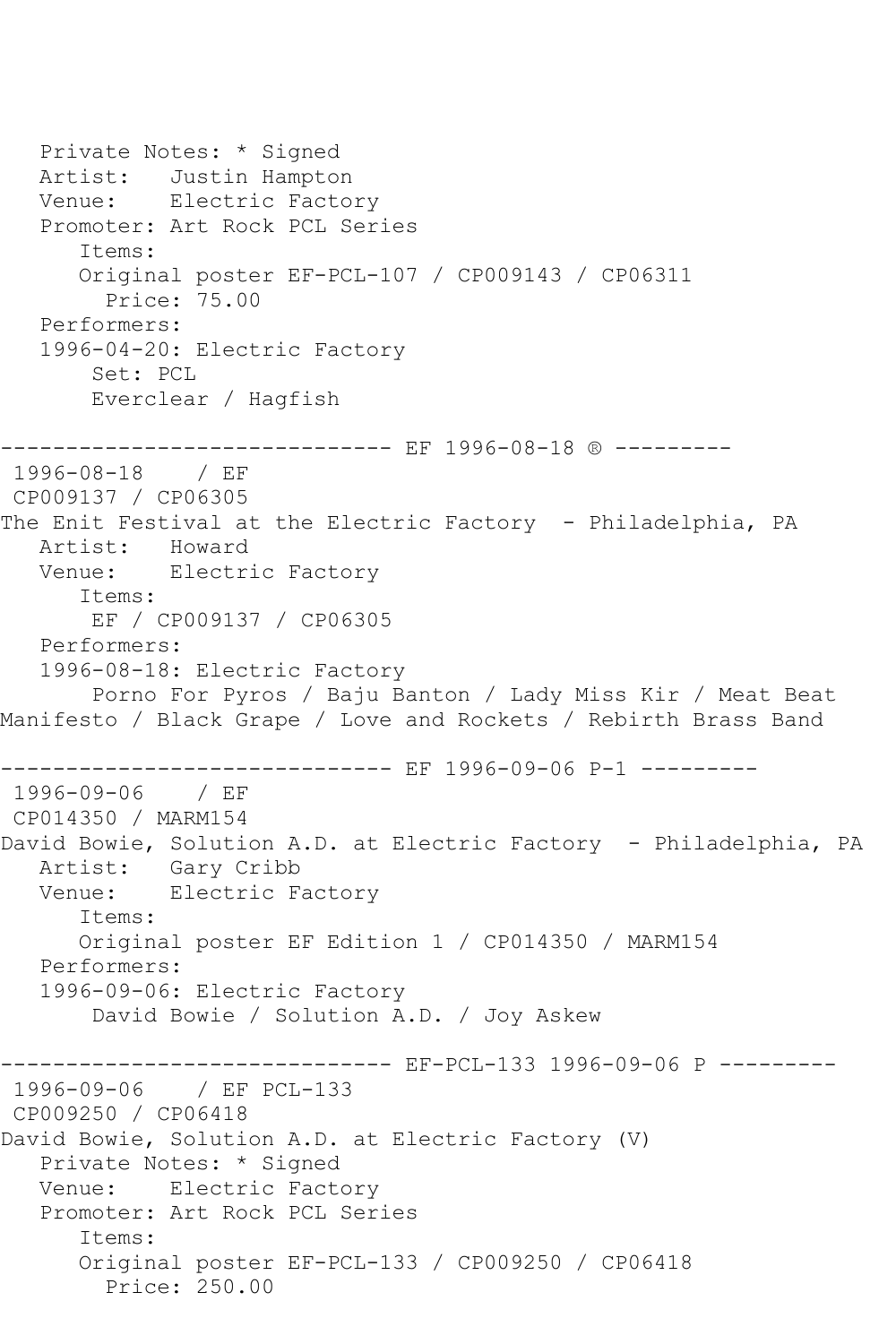Private Notes: * Signed
Artist: Justin Hampton
Venue: Electric Factory
Promoter: Art Rock PCL Series
Items:
Original poster EF-PCL-107 / CP009143 / CP06311
Price: 75.00
Performers:
1996-04-20: Electric Factory
Set: PCL
Everclear / Hagfish

------------------------------ EF 1996-08-18 ® ---------
1996-08-18 / EF
CP009137 / CP06305
The Enit Festival at the Electric Factory - Philadelphia, PA
Artist: Howard
Venue: Electric Factory
Items:
EF / CP009137 / CP06305
Performers:
1996-08-18: Electric Factory
Porno For Pyros / Baju Banton / Lady Miss Kir / Meat Beat Manifesto / Black Grape / Love and Rockets / Rebirth Brass Band

------------------------------ EF 1996-09-06 P-1 ---------
1996-09-06 / EF
CP014350 / MARM154
David Bowie, Solution A.D. at Electric Factory - Philadelphia, PA
Artist: Gary Cribb
Venue: Electric Factory
Items:
Original poster EF Edition 1 / CP014350 / MARM154
Performers:
1996-09-06: Electric Factory
David Bowie / Solution A.D. / Joy Askew

------------------------------ EF-PCL-133 1996-09-06 P ---------
1996-09-06 / EF PCL-133
CP009250 / CP06418
David Bowie, Solution A.D. at Electric Factory (V)
Private Notes: * Signed
Venue: Electric Factory
Promoter: Art Rock PCL Series
Items:
Original poster EF-PCL-133 / CP009250 / CP06418
Price: 250.00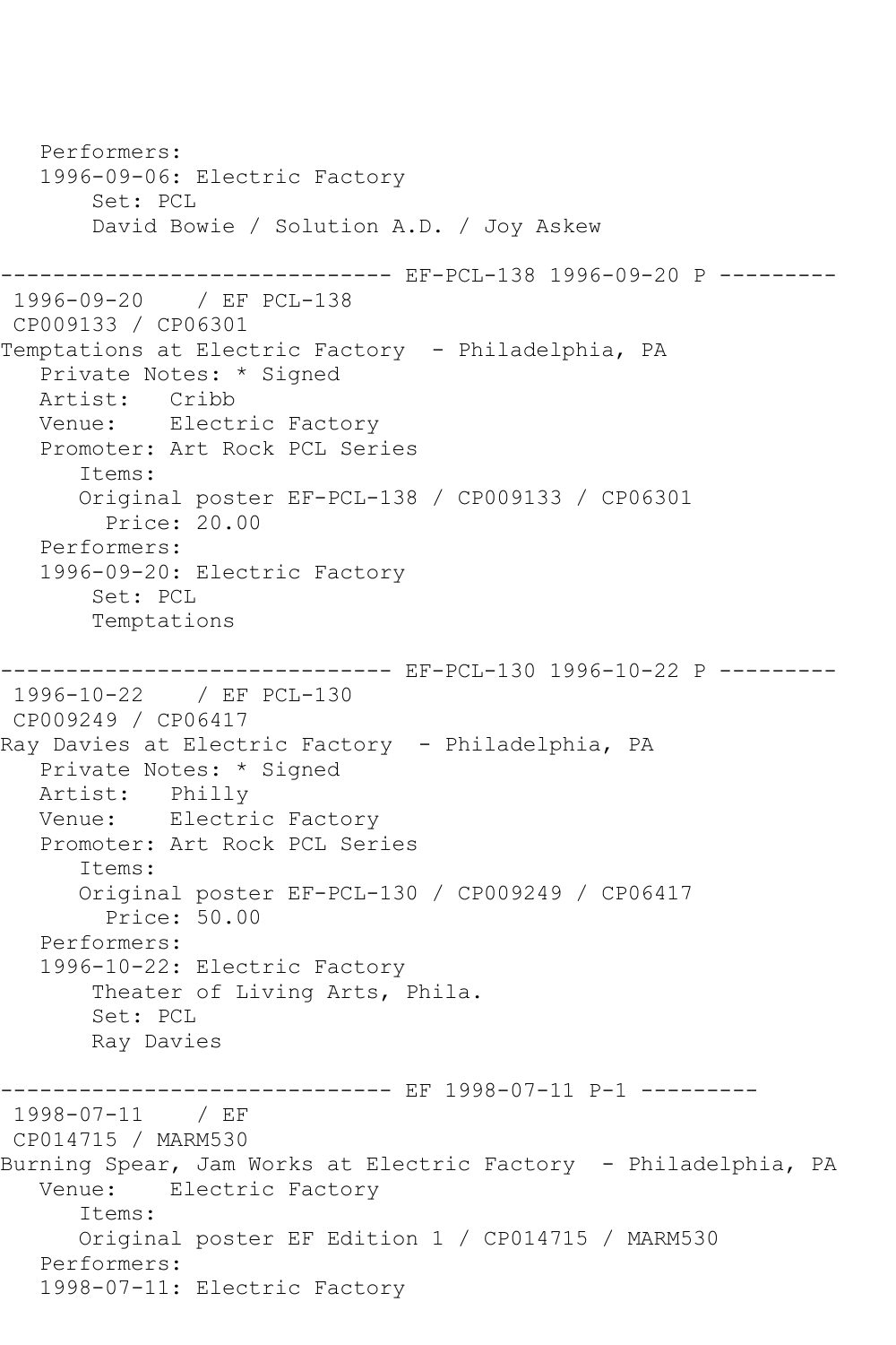```
   Performers:
   1996-09-06: Electric Factory
       Set: PCL
       David Bowie / Solution A.D. / Joy Askew

------------------------------ EF-PCL-138 1996-09-20 P ---------
 1996-09-20    / EF PCL-138
 CP009133 / CP06301
Temptations at Electric Factory  - Philadelphia, PA
   Private Notes: * Signed
   Artist:   Cribb
   Venue:    Electric Factory
   Promoter: Art Rock PCL Series
      Items:
      Original poster EF-PCL-138 / CP009133 / CP06301
        Price: 20.00
   Performers:
   1996-09-20: Electric Factory
       Set: PCL
       Temptations

------------------------------ EF-PCL-130 1996-10-22 P ---------
 1996-10-22    / EF PCL-130
 CP009249 / CP06417
Ray Davies at Electric Factory  - Philadelphia, PA
   Private Notes: * Signed
   Artist:   Philly
   Venue:    Electric Factory
   Promoter: Art Rock PCL Series
      Items:
      Original poster EF-PCL-130 / CP009249 / CP06417
        Price: 50.00
   Performers:
   1996-10-22: Electric Factory
       Theater of Living Arts, Phila.
       Set: PCL
       Ray Davies

------------------------------ EF 1998-07-11 P-1 ---------
 1998-07-11    / EF
 CP014715 / MARM530
Burning Spear, Jam Works at Electric Factory  - Philadelphia, PA
   Venue:    Electric Factory
      Items:
      Original poster EF Edition 1 / CP014715 / MARM530
   Performers:
   1998-07-11: Electric Factory
```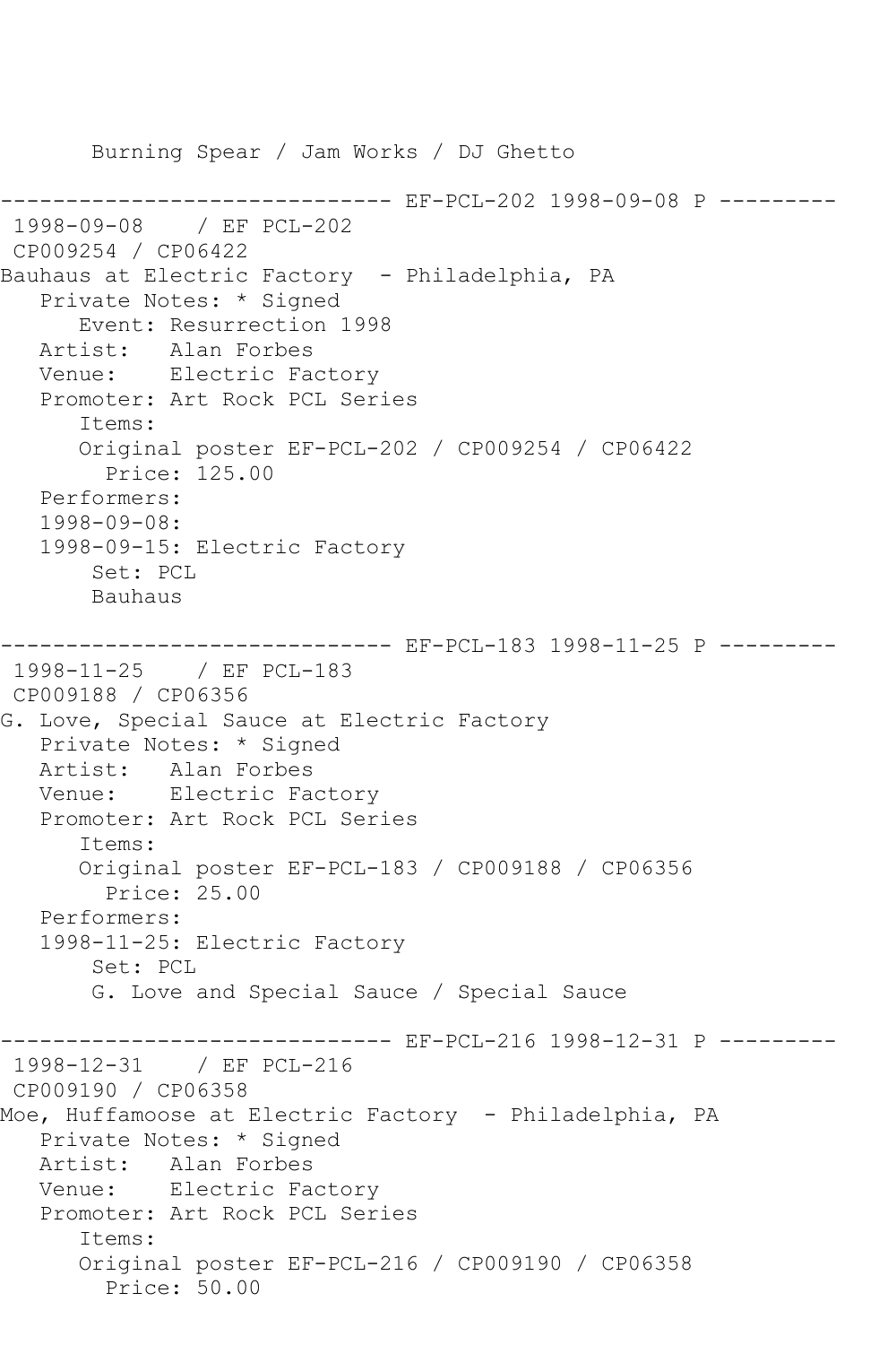Burning Spear / Jam Works / DJ Ghetto

------------------------------ EF-PCL-202 1998-09-08 P ---------

1998-09-08 / EF PCL-202
CP009254 / CP06422
Bauhaus at Electric Factory - Philadelphia, PA
Private Notes: * Signed
Event: Resurrection 1998
Artist: Alan Forbes
Venue: Electric Factory
Promoter: Art Rock PCL Series
Items:
Original poster EF-PCL-202 / CP009254 / CP06422
Price: 125.00
Performers:
1998-09-08:
1998-09-15: Electric Factory
Set: PCL
Bauhaus

------------------------------ EF-PCL-183 1998-11-25 P ---------

1998-11-25 / EF PCL-183
CP009188 / CP06356
G. Love, Special Sauce at Electric Factory
Private Notes: * Signed
Artist: Alan Forbes
Venue: Electric Factory
Promoter: Art Rock PCL Series
Items:
Original poster EF-PCL-183 / CP009188 / CP06356
Price: 25.00
Performers:
1998-11-25: Electric Factory
Set: PCL
G. Love and Special Sauce / Special Sauce

------------------------------ EF-PCL-216 1998-12-31 P ---------

1998-12-31 / EF PCL-216
CP009190 / CP06358
Moe, Huffamoose at Electric Factory - Philadelphia, PA
Private Notes: * Signed
Artist: Alan Forbes
Venue: Electric Factory
Promoter: Art Rock PCL Series
Items:
Original poster EF-PCL-216 / CP009190 / CP06358
Price: 50.00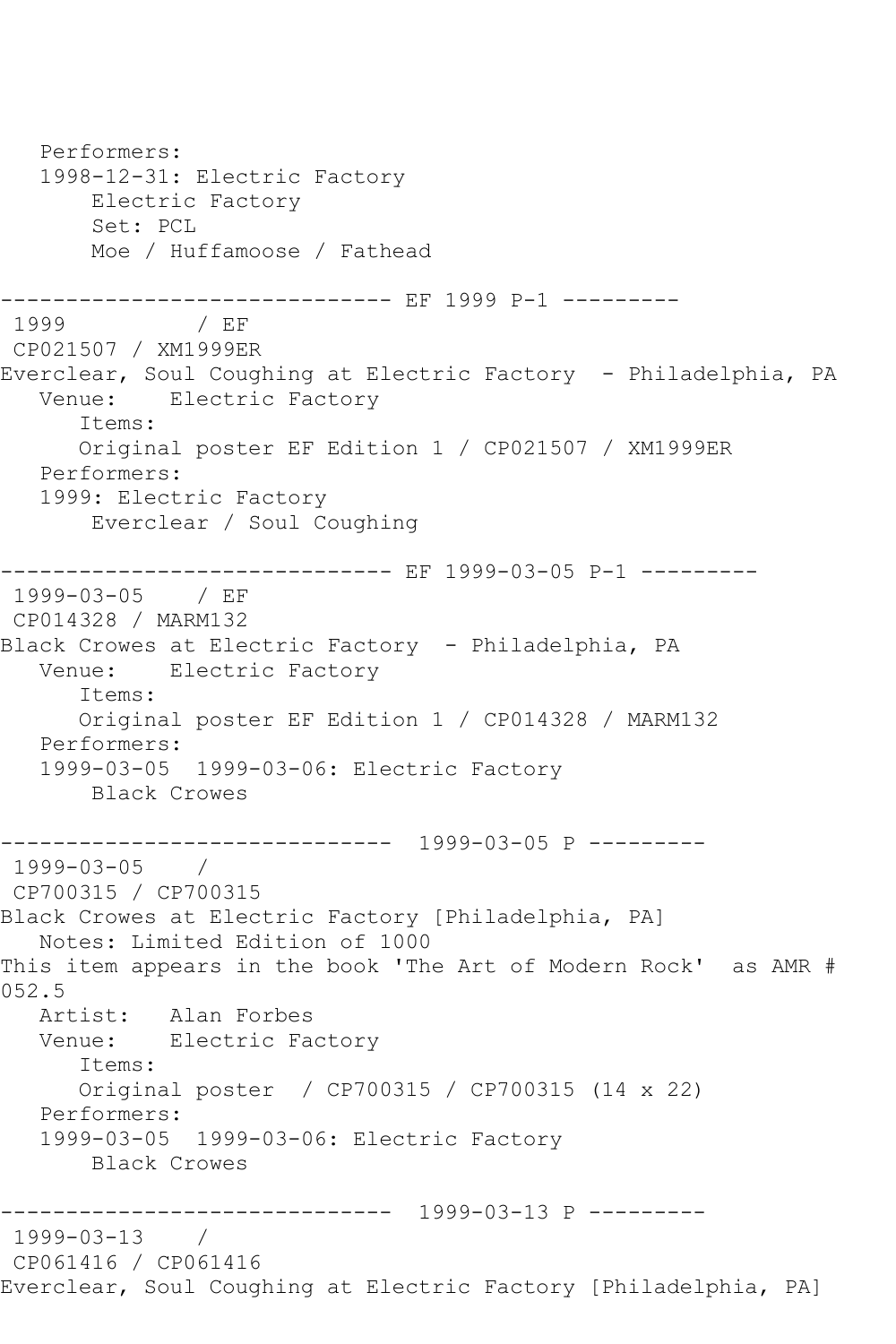Performers:
1998-12-31: Electric Factory
Electric Factory
Set: PCL
Moe / Huffamoose / Fathead

------------------------------ EF 1999 P-1 ---------
1999 / EF
CP021507 / XM1999ER
Everclear, Soul Coughing at Electric Factory - Philadelphia, PA
Venue: Electric Factory
Items:
Original poster EF Edition 1 / CP021507 / XM1999ER
Performers:
1999: Electric Factory
Everclear / Soul Coughing

------------------------------ EF 1999-03-05 P-1 ---------
1999-03-05 / EF
CP014328 / MARM132
Black Crowes at Electric Factory - Philadelphia, PA
Venue: Electric Factory
Items:
Original poster EF Edition 1 / CP014328 / MARM132
Performers:
1999-03-05 1999-03-06: Electric Factory
Black Crowes

------------------------------ 1999-03-05 P ---------
1999-03-05 /
CP700315 / CP700315
Black Crowes at Electric Factory [Philadelphia, PA]
Notes: Limited Edition of 1000
This item appears in the book 'The Art of Modern Rock' as AMR # 052.5
Artist: Alan Forbes
Venue: Electric Factory
Items:
Original poster / CP700315 / CP700315 (14 x 22)
Performers:
1999-03-05 1999-03-06: Electric Factory
Black Crowes

------------------------------ 1999-03-13 P ---------
1999-03-13 /
CP061416 / CP061416
Everclear, Soul Coughing at Electric Factory [Philadelphia, PA]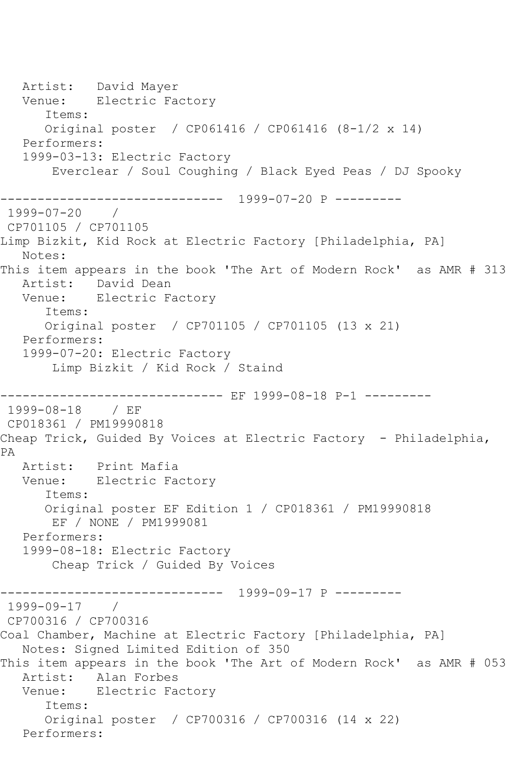Artist: David Mayer
Venue: Electric Factory
Items:
Original poster / CP061416 / CP061416 (8-1/2 x 14)
Performers:
1999-03-13: Electric Factory
Everclear / Soul Coughing / Black Eyed Peas / DJ Spooky

------------------------------ 1999-07-20 P ---------

1999-07-20 /
CP701105 / CP701105
Limp Bizkit, Kid Rock at Electric Factory [Philadelphia, PA]
Notes:
This item appears in the book 'The Art of Modern Rock' as AMR # 313
Artist: David Dean
Venue: Electric Factory
Items:
Original poster / CP701105 / CP701105 (13 x 21)
Performers:
1999-07-20: Electric Factory
Limp Bizkit / Kid Rock / Staind

------------------------------ EF 1999-08-18 P-1 ---------

1999-08-18 / EF
CP018361 / PM19990818
Cheap Trick, Guided By Voices at Electric Factory - Philadelphia, PA
Artist: Print Mafia
Venue: Electric Factory
Items:
Original poster EF Edition 1 / CP018361 / PM19990818
EF / NONE / PM1999081
Performers:
1999-08-18: Electric Factory
Cheap Trick / Guided By Voices

------------------------------ 1999-09-17 P ---------

1999-09-17 /
CP700316 / CP700316
Coal Chamber, Machine at Electric Factory [Philadelphia, PA]
Notes: Signed Limited Edition of 350
This item appears in the book 'The Art of Modern Rock' as AMR # 053
Artist: Alan Forbes
Venue: Electric Factory
Items:
Original poster / CP700316 / CP700316 (14 x 22)
Performers: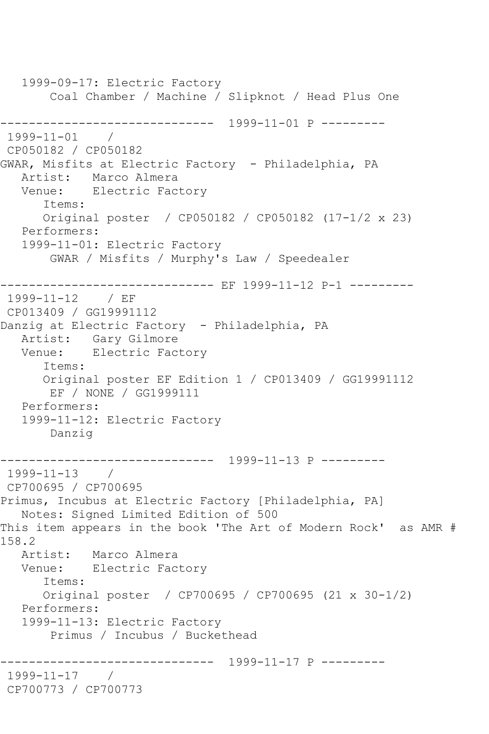1999-09-17: Electric Factory
Coal Chamber / Machine / Slipknot / Head Plus One

------------------------------ 1999-11-01 P ---------

1999-11-01 /
CP050182 / CP050182
GWAR, Misfits at Electric Factory - Philadelphia, PA
Artist: Marco Almera
Venue: Electric Factory
Items:
Original poster / CP050182 / CP050182 (17-1/2 x 23)
Performers:
1999-11-01: Electric Factory
GWAR / Misfits / Murphy's Law / Speedealer

------------------------------ EF 1999-11-12 P-1 ---------

1999-11-12 / EF
CP013409 / GG19991112
Danzig at Electric Factory - Philadelphia, PA
Artist: Gary Gilmore
Venue: Electric Factory
Items:
Original poster EF Edition 1 / CP013409 / GG19991112
EF / NONE / GG1999111
Performers:
1999-11-12: Electric Factory
Danzig

------------------------------ 1999-11-13 P ---------

1999-11-13 /
CP700695 / CP700695
Primus, Incubus at Electric Factory [Philadelphia, PA]
Notes: Signed Limited Edition of 500
This item appears in the book 'The Art of Modern Rock' as AMR # 158.2
Artist: Marco Almera
Venue: Electric Factory
Items:
Original poster / CP700695 / CP700695 (21 x 30-1/2)
Performers:
1999-11-13: Electric Factory
Primus / Incubus / Buckethead

------------------------------ 1999-11-17 P ---------

1999-11-17 /
CP700773 / CP700773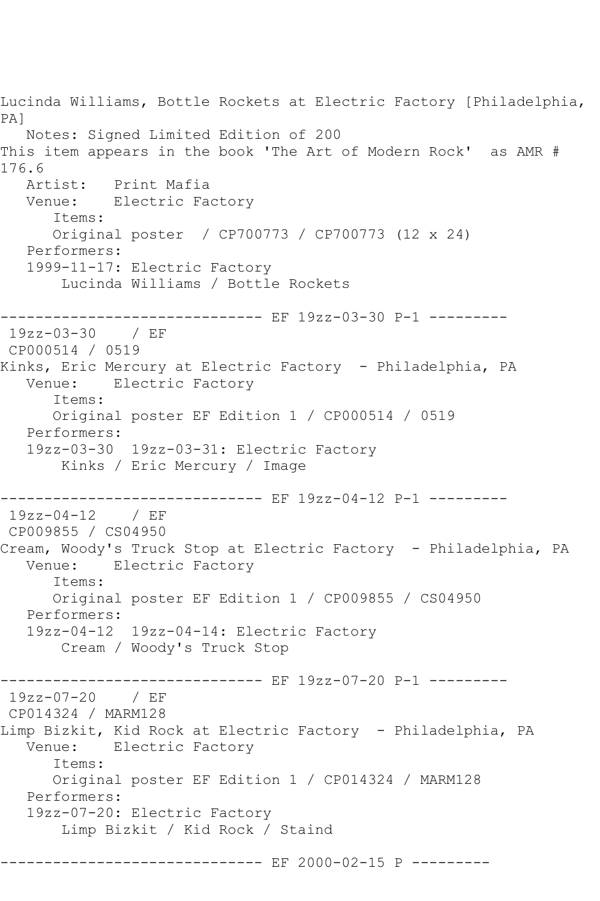Lucinda Williams, Bottle Rockets at Electric Factory [Philadelphia, PA]
   Notes: Signed Limited Edition of 200
This item appears in the book 'The Art of Modern Rock'  as AMR # 176.6
   Artist:   Print Mafia
   Venue:    Electric Factory
      Items:
      Original poster  / CP700773 / CP700773 (12 x 24)
   Performers:
   1999-11-17: Electric Factory
       Lucinda Williams / Bottle Rockets

------------------------------ EF 19zz-03-30 P-1 ---------
 19zz-03-30    / EF
 CP000514 / 0519
Kinks, Eric Mercury at Electric Factory  - Philadelphia, PA
   Venue:    Electric Factory
      Items:
      Original poster EF Edition 1 / CP000514 / 0519
   Performers:
   19zz-03-30  19zz-03-31: Electric Factory
       Kinks / Eric Mercury / Image

------------------------------ EF 19zz-04-12 P-1 ---------
 19zz-04-12    / EF
 CP009855 / CS04950
Cream, Woody's Truck Stop at Electric Factory  - Philadelphia, PA
   Venue:    Electric Factory
      Items:
      Original poster EF Edition 1 / CP009855 / CS04950
   Performers:
   19zz-04-12  19zz-04-14: Electric Factory
       Cream / Woody's Truck Stop

------------------------------ EF 19zz-07-20 P-1 ---------
 19zz-07-20    / EF
 CP014324 / MARM128
Limp Bizkit, Kid Rock at Electric Factory  - Philadelphia, PA
   Venue:    Electric Factory
      Items:
      Original poster EF Edition 1 / CP014324 / MARM128
   Performers:
   19zz-07-20: Electric Factory
       Limp Bizkit / Kid Rock / Staind

------------------------------ EF 2000-02-15 P ---------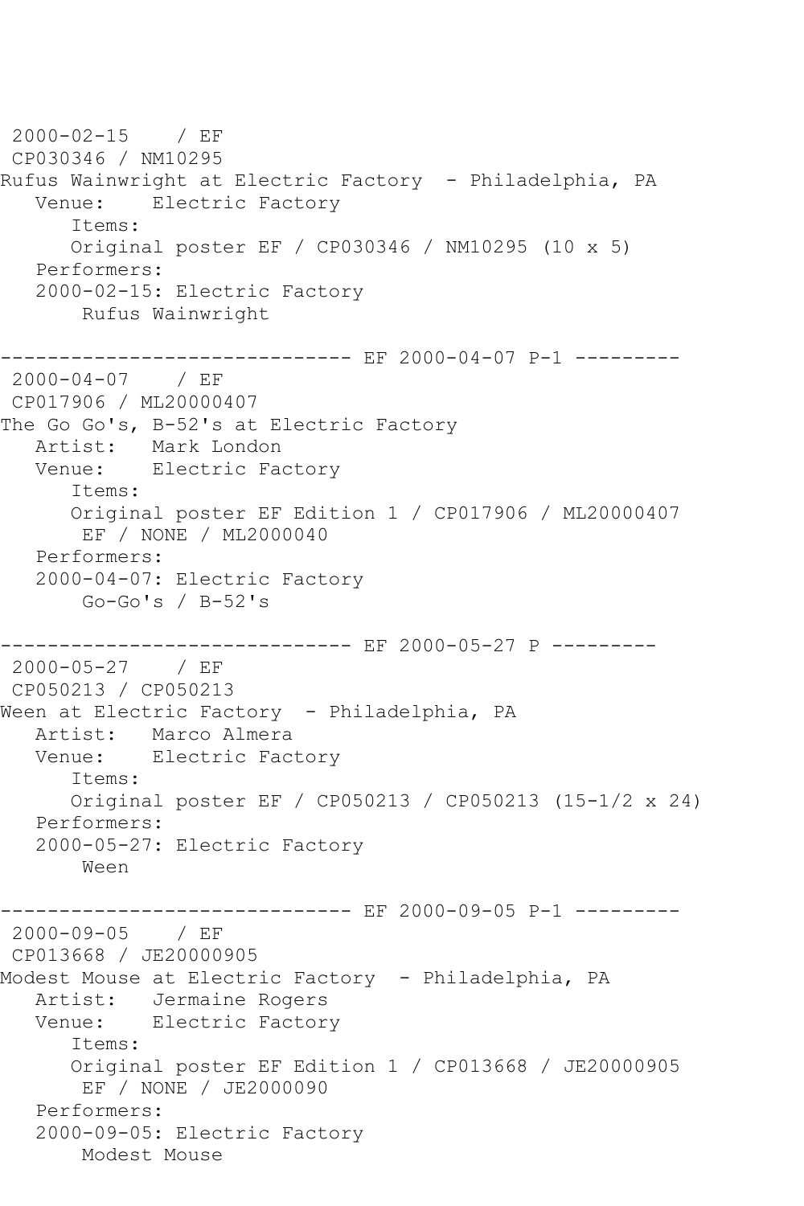```
 2000-02-15    / EF 
 CP030346 / NM10295
Rufus Wainwright at Electric Factory  - Philadelphia, PA
   Venue:    Electric Factory
      Items:
      Original poster EF / CP030346 / NM10295 (10 x 5)
   Performers:
   2000-02-15: Electric Factory
       Rufus Wainwright

------------------------------ EF 2000-04-07 P-1 ---------
 2000-04-07    / EF 
 CP017906 / ML20000407
The Go Go's, B-52's at Electric Factory
   Artist:   Mark London
   Venue:    Electric Factory
      Items:
      Original poster EF Edition 1 / CP017906 / ML20000407
       EF / NONE / ML2000040
   Performers:
   2000-04-07: Electric Factory
       Go-Go's / B-52's

------------------------------ EF 2000-05-27 P ---------
 2000-05-27    / EF 
 CP050213 / CP050213
Ween at Electric Factory  - Philadelphia, PA
   Artist:   Marco Almera
   Venue:    Electric Factory
      Items:
      Original poster EF / CP050213 / CP050213 (15-1/2 x 24)
   Performers:
   2000-05-27: Electric Factory
       Ween

------------------------------ EF 2000-09-05 P-1 ---------
 2000-09-05    / EF 
 CP013668 / JE20000905
Modest Mouse at Electric Factory  - Philadelphia, PA
   Artist:   Jermaine Rogers
   Venue:    Electric Factory
      Items:
      Original poster EF Edition 1 / CP013668 / JE20000905
       EF / NONE / JE2000090
   Performers:
   2000-09-05: Electric Factory
       Modest Mouse
```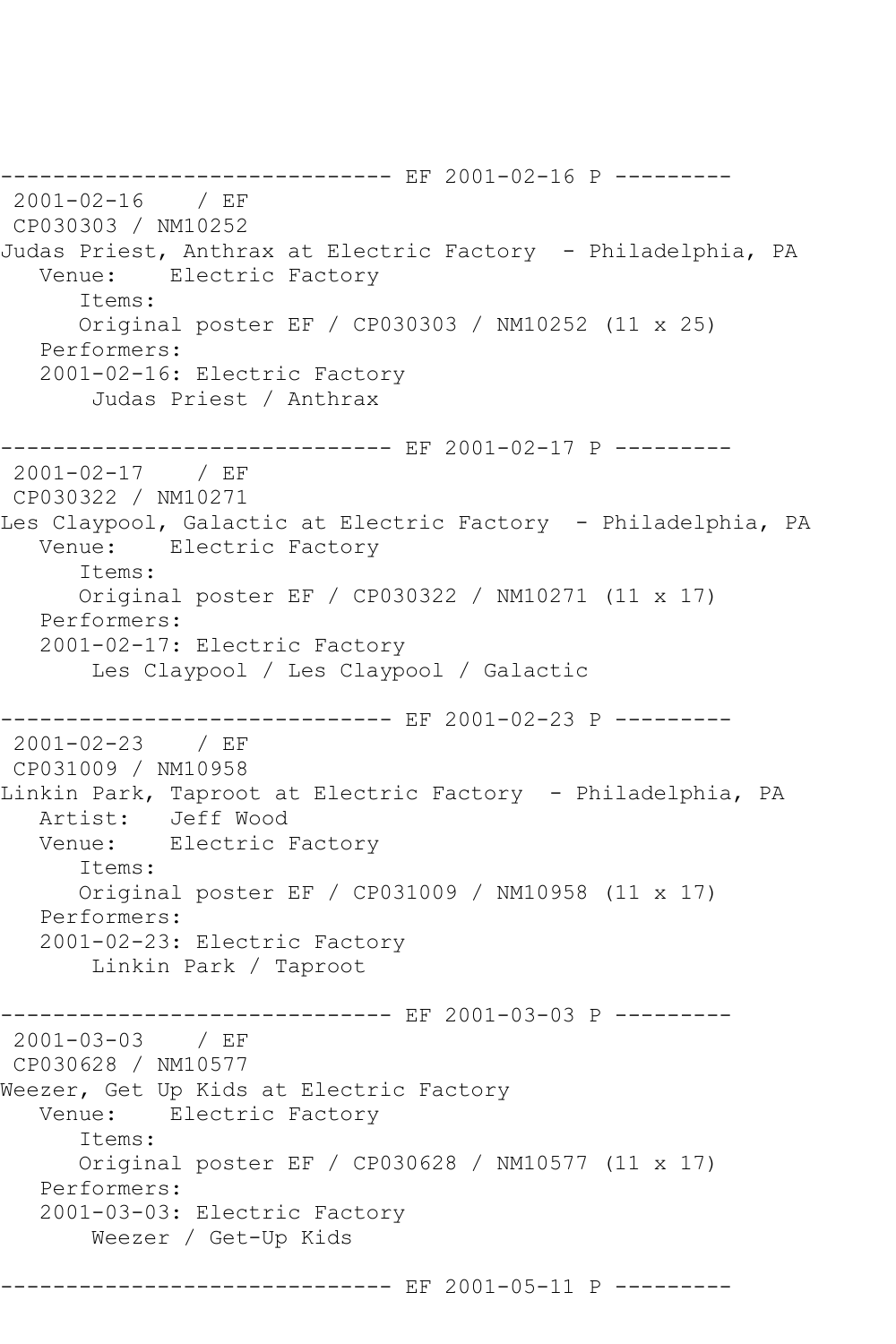------------------------------ EF 2001-02-16 P ---------
2001-02-16 / EF
CP030303 / NM10252
Judas Priest, Anthrax at Electric Factory - Philadelphia, PA
Venue: Electric Factory
Items:
Original poster EF / CP030303 / NM10252 (11 x 25)
Performers:
2001-02-16: Electric Factory
Judas Priest / Anthrax

------------------------------ EF 2001-02-17 P ---------
2001-02-17 / EF
CP030322 / NM10271
Les Claypool, Galactic at Electric Factory - Philadelphia, PA
Venue: Electric Factory
Items:
Original poster EF / CP030322 / NM10271 (11 x 17)
Performers:
2001-02-17: Electric Factory
Les Claypool / Les Claypool / Galactic

------------------------------ EF 2001-02-23 P ---------
2001-02-23 / EF
CP031009 / NM10958
Linkin Park, Taproot at Electric Factory - Philadelphia, PA
Artist: Jeff Wood
Venue: Electric Factory
Items:
Original poster EF / CP031009 / NM10958 (11 x 17)
Performers:
2001-02-23: Electric Factory
Linkin Park / Taproot

------------------------------ EF 2001-03-03 P ---------
2001-03-03 / EF
CP030628 / NM10577
Weezer, Get Up Kids at Electric Factory
Venue: Electric Factory
Items:
Original poster EF / CP030628 / NM10577 (11 x 17)
Performers:
2001-03-03: Electric Factory
Weezer / Get-Up Kids

------------------------------ EF 2001-05-11 P ---------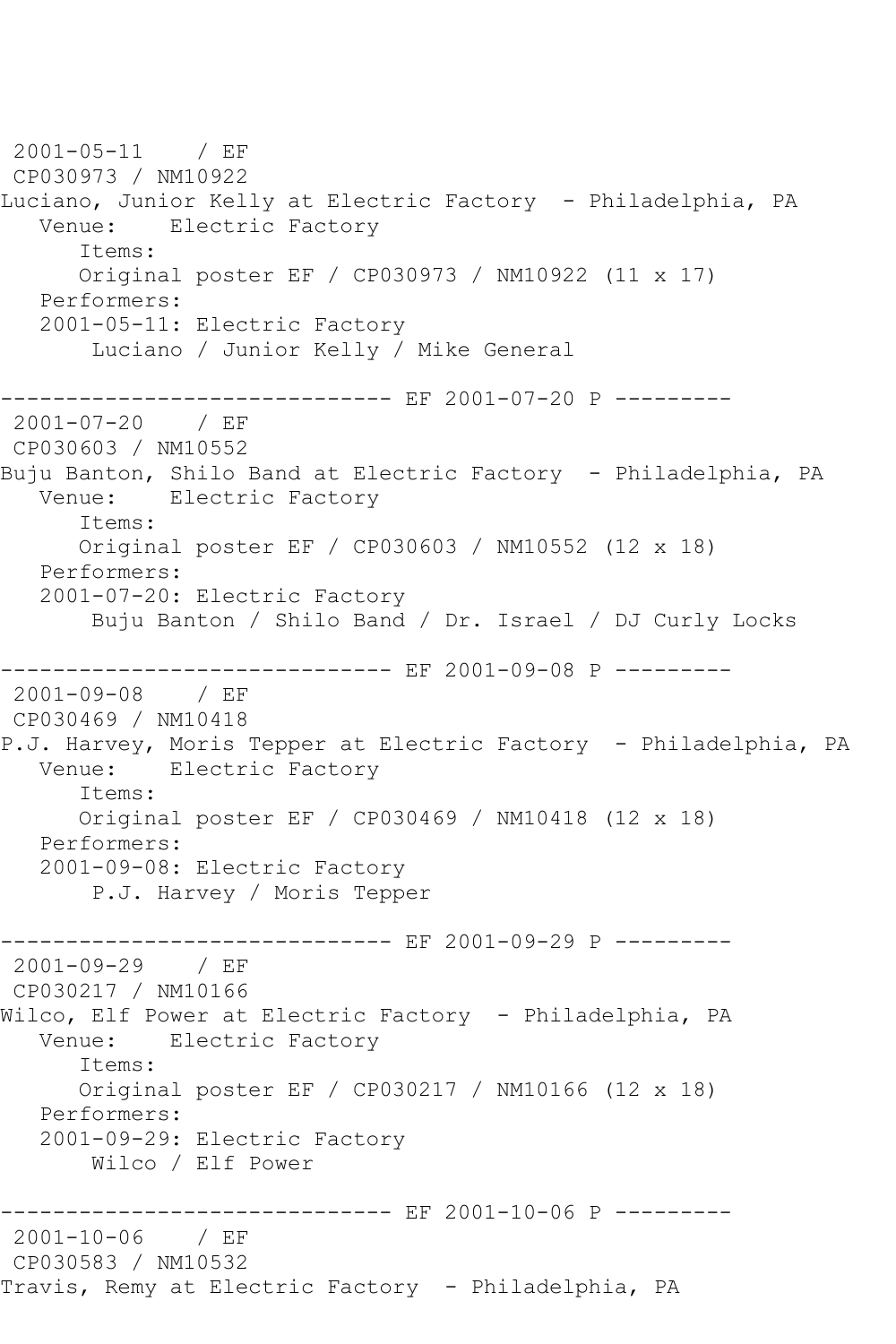2001-05-11 / EF
CP030973 / NM10922
Luciano, Junior Kelly at Electric Factory - Philadelphia, PA
Venue: Electric Factory
Items:
Original poster EF / CP030973 / NM10922 (11 x 17)
Performers:
2001-05-11: Electric Factory
Luciano / Junior Kelly / Mike General

------------------------------ EF 2001-07-20 P ---------
2001-07-20 / EF
CP030603 / NM10552
Buju Banton, Shilo Band at Electric Factory - Philadelphia, PA
Venue: Electric Factory
Items:
Original poster EF / CP030603 / NM10552 (12 x 18)
Performers:
2001-07-20: Electric Factory
Buju Banton / Shilo Band / Dr. Israel / DJ Curly Locks

------------------------------ EF 2001-09-08 P ---------
2001-09-08 / EF
CP030469 / NM10418
P.J. Harvey, Moris Tepper at Electric Factory - Philadelphia, PA
Venue: Electric Factory
Items:
Original poster EF / CP030469 / NM10418 (12 x 18)
Performers:
2001-09-08: Electric Factory
P.J. Harvey / Moris Tepper

------------------------------ EF 2001-09-29 P ---------
2001-09-29 / EF
CP030217 / NM10166
Wilco, Elf Power at Electric Factory - Philadelphia, PA
Venue: Electric Factory
Items:
Original poster EF / CP030217 / NM10166 (12 x 18)
Performers:
2001-09-29: Electric Factory
Wilco / Elf Power

------------------------------ EF 2001-10-06 P ---------
2001-10-06 / EF
CP030583 / NM10532
Travis, Remy at Electric Factory - Philadelphia, PA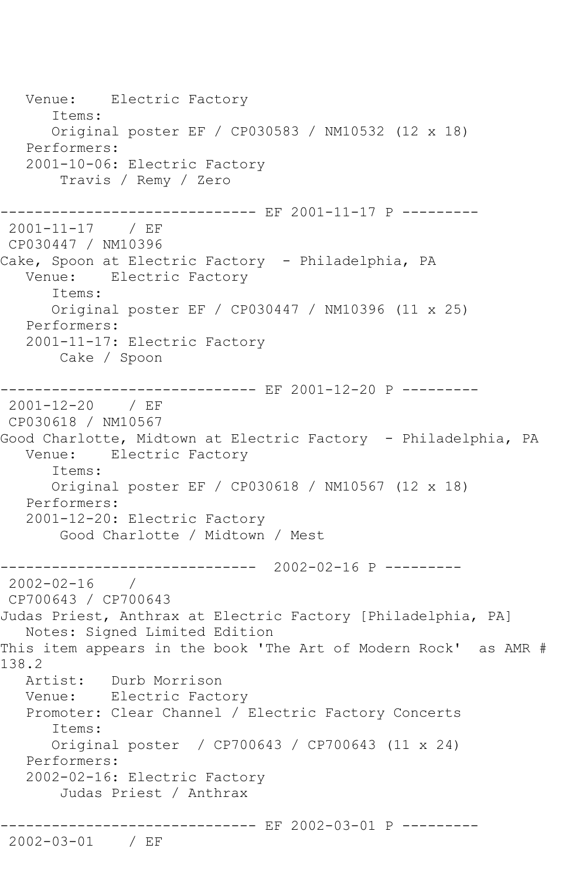```
   Venue:    Electric Factory
      Items:
      Original poster EF / CP030583 / NM10532 (12 x 18)
   Performers:
   2001-10-06: Electric Factory
       Travis / Remy / Zero

------------------------------ EF 2001-11-17 P ---------
 2001-11-17    / EF
 CP030447 / NM10396
Cake, Spoon at Electric Factory  - Philadelphia, PA
   Venue:    Electric Factory
      Items:
      Original poster EF / CP030447 / NM10396 (11 x 25)
   Performers:
   2001-11-17: Electric Factory
       Cake / Spoon

------------------------------ EF 2001-12-20 P ---------
 2001-12-20    / EF
 CP030618 / NM10567
Good Charlotte, Midtown at Electric Factory  - Philadelphia, PA
   Venue:    Electric Factory
      Items:
      Original poster EF / CP030618 / NM10567 (12 x 18)
   Performers:
   2001-12-20: Electric Factory
       Good Charlotte / Midtown / Mest

------------------------------  2002-02-16 P ---------
 2002-02-16    /
 CP700643 / CP700643
Judas Priest, Anthrax at Electric Factory [Philadelphia, PA]
   Notes: Signed Limited Edition
This item appears in the book 'The Art of Modern Rock'  as AMR #
138.2
   Artist:   Durb Morrison
   Venue:    Electric Factory
   Promoter: Clear Channel / Electric Factory Concerts
      Items:
      Original poster  / CP700643 / CP700643 (11 x 24)
   Performers:
   2002-02-16: Electric Factory
       Judas Priest / Anthrax

------------------------------ EF 2002-03-01 P ---------
 2002-03-01    / EF
```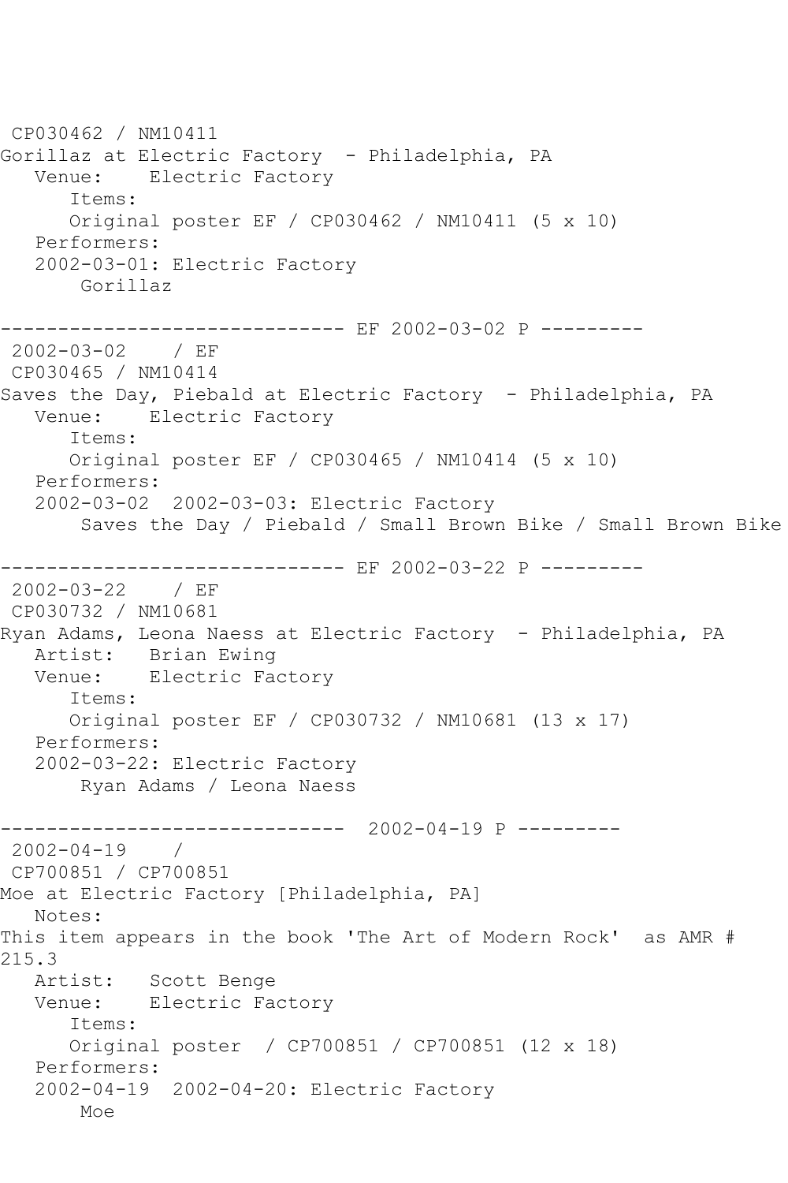CP030462 / NM10411
Gorillaz at Electric Factory  - Philadelphia, PA
   Venue:    Electric Factory
      Items:
      Original poster EF / CP030462 / NM10411 (5 x 10)
   Performers:
   2002-03-01: Electric Factory
       Gorillaz

------------------------------ EF 2002-03-02 P ---------
 2002-03-02    / EF
 CP030465 / NM10414
Saves the Day, Piebald at Electric Factory  - Philadelphia, PA
   Venue:    Electric Factory
      Items:
      Original poster EF / CP030465 / NM10414 (5 x 10)
   Performers:
   2002-03-02  2002-03-03: Electric Factory
       Saves the Day / Piebald / Small Brown Bike / Small Brown Bike

------------------------------ EF 2002-03-22 P ---------
 2002-03-22    / EF
 CP030732 / NM10681
Ryan Adams, Leona Naess at Electric Factory  - Philadelphia, PA
   Artist:   Brian Ewing
   Venue:    Electric Factory
      Items:
      Original poster EF / CP030732 / NM10681 (13 x 17)
   Performers:
   2002-03-22: Electric Factory
       Ryan Adams / Leona Naess

------------------------------  2002-04-19 P ---------
 2002-04-19    /
 CP700851 / CP700851
Moe at Electric Factory [Philadelphia, PA]
   Notes:
This item appears in the book 'The Art of Modern Rock'  as AMR # 215.3
   Artist:   Scott Benge
   Venue:    Electric Factory
      Items:
      Original poster  / CP700851 / CP700851 (12 x 18)
   Performers:
   2002-04-19  2002-04-20: Electric Factory
       Moe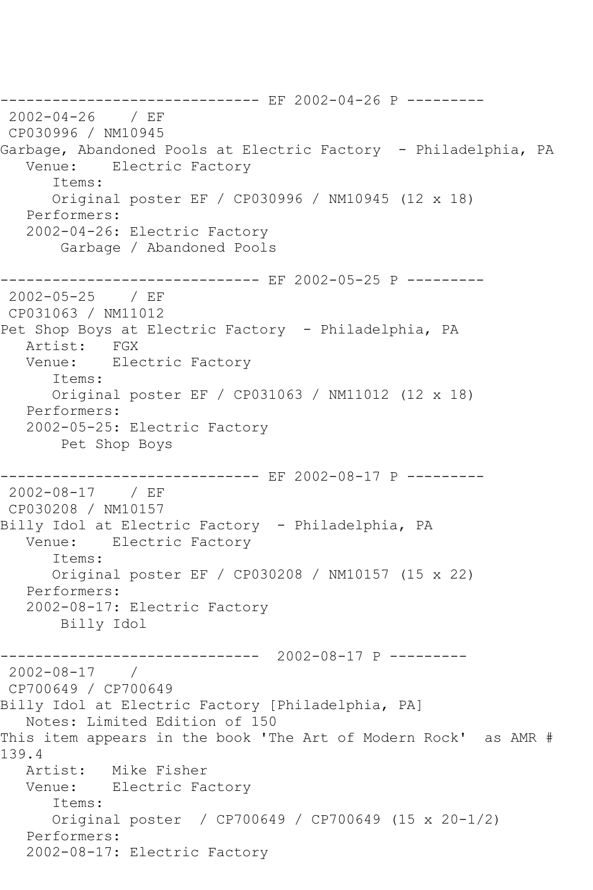```
------------------------------ EF 2002-04-26 P ---------
 2002-04-26    / EF
 CP030996 / NM10945
Garbage, Abandoned Pools at Electric Factory  - Philadelphia, PA
   Venue:    Electric Factory
      Items:
      Original poster EF / CP030996 / NM10945 (12 x 18)
   Performers:
   2002-04-26: Electric Factory
       Garbage / Abandoned Pools

------------------------------ EF 2002-05-25 P ---------
 2002-05-25    / EF
 CP031063 / NM11012
Pet Shop Boys at Electric Factory  - Philadelphia, PA
   Artist:   FGX
   Venue:    Electric Factory
      Items:
      Original poster EF / CP031063 / NM11012 (12 x 18)
   Performers:
   2002-05-25: Electric Factory
       Pet Shop Boys

------------------------------ EF 2002-08-17 P ---------
 2002-08-17    / EF
 CP030208 / NM10157
Billy Idol at Electric Factory  - Philadelphia, PA
   Venue:    Electric Factory
      Items:
      Original poster EF / CP030208 / NM10157 (15 x 22)
   Performers:
   2002-08-17: Electric Factory
       Billy Idol

------------------------------  2002-08-17 P ---------
 2002-08-17    /
 CP700649 / CP700649
Billy Idol at Electric Factory [Philadelphia, PA]
   Notes: Limited Edition of 150
This item appears in the book 'The Art of Modern Rock'  as AMR #
139.4
   Artist:   Mike Fisher
   Venue:    Electric Factory
      Items:
      Original poster  / CP700649 / CP700649 (15 x 20-1/2)
   Performers:
   2002-08-17: Electric Factory
```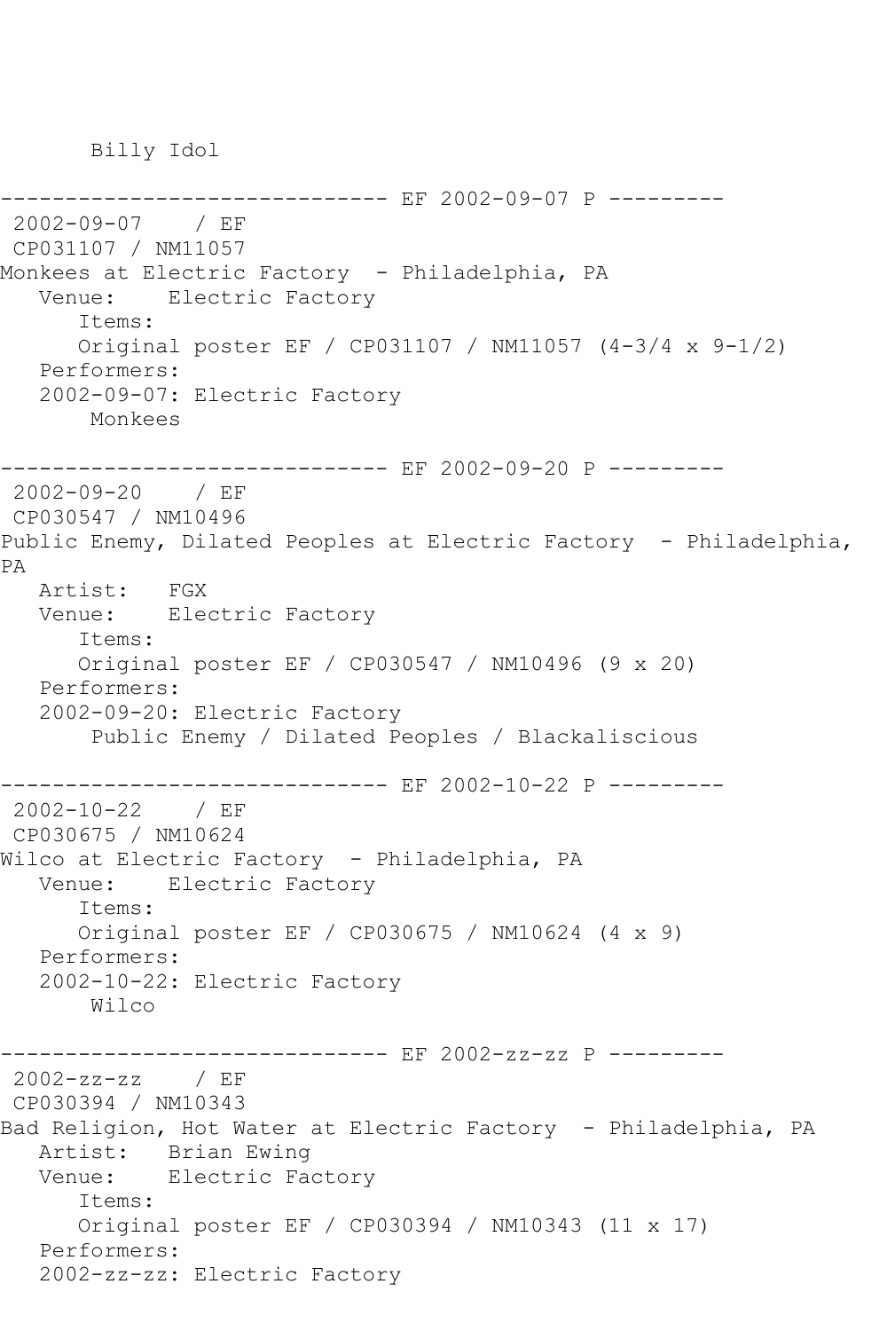```
       Billy Idol

------------------------------ EF 2002-09-07 P ---------
 2002-09-07    / EF
 CP031107 / NM11057
Monkees at Electric Factory  - Philadelphia, PA
   Venue:    Electric Factory
      Items:
      Original poster EF / CP031107 / NM11057 (4-3/4 x 9-1/2)
   Performers:
   2002-09-07: Electric Factory
       Monkees

------------------------------ EF 2002-09-20 P ---------
 2002-09-20    / EF
 CP030547 / NM10496
Public Enemy, Dilated Peoples at Electric Factory  - Philadelphia,
PA
   Artist:   FGX
   Venue:    Electric Factory
      Items:
      Original poster EF / CP030547 / NM10496 (9 x 20)
   Performers:
   2002-09-20: Electric Factory
       Public Enemy / Dilated Peoples / Blackaliscious

------------------------------ EF 2002-10-22 P ---------
 2002-10-22    / EF
 CP030675 / NM10624
Wilco at Electric Factory  - Philadelphia, PA
   Venue:    Electric Factory
      Items:
      Original poster EF / CP030675 / NM10624 (4 x 9)
   Performers:
   2002-10-22: Electric Factory
       Wilco

------------------------------ EF 2002-zz-zz P ---------
 2002-zz-zz    / EF
 CP030394 / NM10343
Bad Religion, Hot Water at Electric Factory  - Philadelphia, PA
   Artist:   Brian Ewing
   Venue:    Electric Factory
      Items:
      Original poster EF / CP030394 / NM10343 (11 x 17)
   Performers:
   2002-zz-zz: Electric Factory
```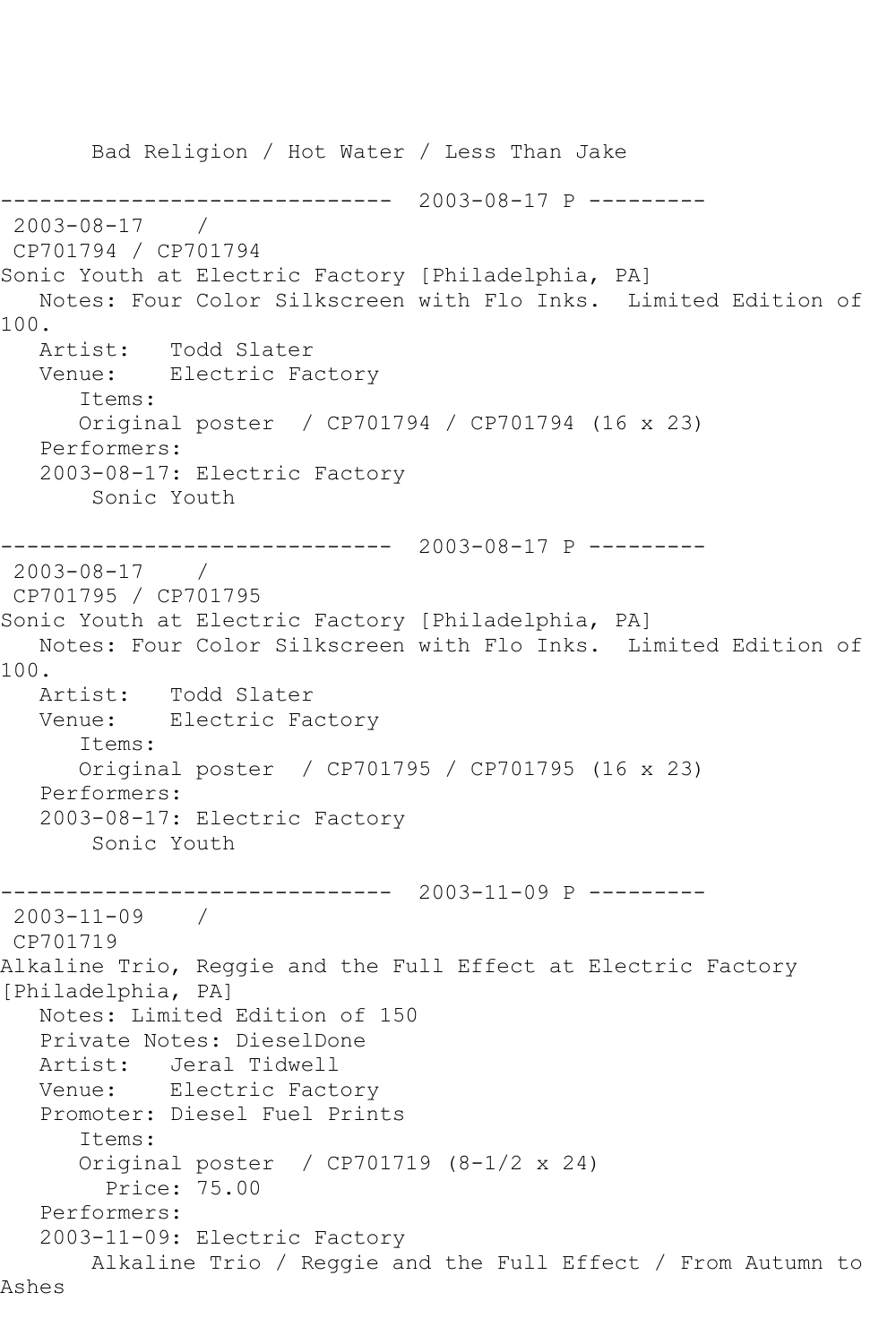Bad Religion / Hot Water / Less Than Jake

------------------------------ 2003-08-17 P ---------

2003-08-17 /
CP701794 / CP701794
Sonic Youth at Electric Factory [Philadelphia, PA]
Notes: Four Color Silkscreen with Flo Inks. Limited Edition of 100.
Artist: Todd Slater
Venue: Electric Factory
Items:
Original poster / CP701794 / CP701794 (16 x 23)
Performers:
2003-08-17: Electric Factory
Sonic Youth

------------------------------ 2003-08-17 P ---------

2003-08-17 /
CP701795 / CP701795
Sonic Youth at Electric Factory [Philadelphia, PA]
Notes: Four Color Silkscreen with Flo Inks. Limited Edition of 100.
Artist: Todd Slater
Venue: Electric Factory
Items:
Original poster / CP701795 / CP701795 (16 x 23)
Performers:
2003-08-17: Electric Factory
Sonic Youth

------------------------------ 2003-11-09 P ---------

2003-11-09 /
CP701719
Alkaline Trio, Reggie and the Full Effect at Electric Factory [Philadelphia, PA]
Notes: Limited Edition of 150
Private Notes: DieselDone
Artist: Jeral Tidwell
Venue: Electric Factory
Promoter: Diesel Fuel Prints
Items:
Original poster / CP701719 (8-1/2 x 24)
Price: 75.00
Performers:
2003-11-09: Electric Factory
Alkaline Trio / Reggie and the Full Effect / From Autumn to Ashes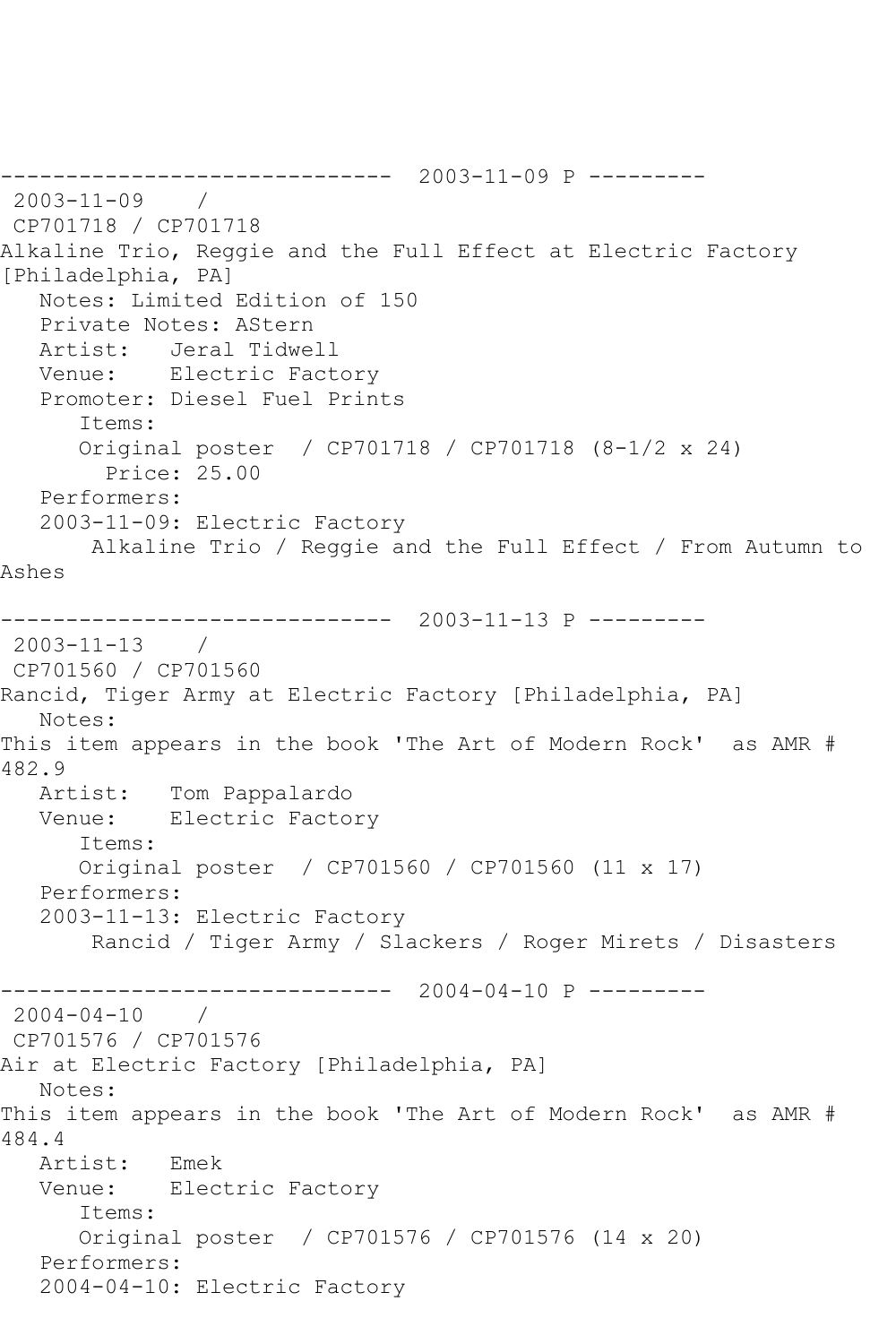------------------------------  2003-11-09 P ---------

2003-11-09    /

CP701718 / CP701718

Alkaline Trio, Reggie and the Full Effect at Electric Factory [Philadelphia, PA]

Notes: Limited Edition of 150

Private Notes: AStern

Artist:   Jeral Tidwell

Venue:    Electric Factory

Promoter: Diesel Fuel Prints

Items:

Original poster  / CP701718 / CP701718 (8-1/2 x 24)

Price: 25.00

Performers:

2003-11-09: Electric Factory

Alkaline Trio / Reggie and the Full Effect / From Autumn to Ashes

------------------------------  2003-11-13 P ---------

2003-11-13    /

CP701560 / CP701560

Rancid, Tiger Army at Electric Factory [Philadelphia, PA]

Notes:

This item appears in the book 'The Art of Modern Rock'  as AMR # 482.9

Artist:   Tom Pappalardo

Venue:    Electric Factory

Items:

Original poster  / CP701560 / CP701560 (11 x 17)

Performers:

2003-11-13: Electric Factory

Rancid / Tiger Army / Slackers / Roger Mirets / Disasters

------------------------------  2004-04-10 P ---------

2004-04-10    /

CP701576 / CP701576

Air at Electric Factory [Philadelphia, PA]

Notes:

This item appears in the book 'The Art of Modern Rock'  as AMR # 484.4

Artist:   Emek

Venue:    Electric Factory

Items:

Original poster  / CP701576 / CP701576 (14 x 20)

Performers:

2004-04-10: Electric Factory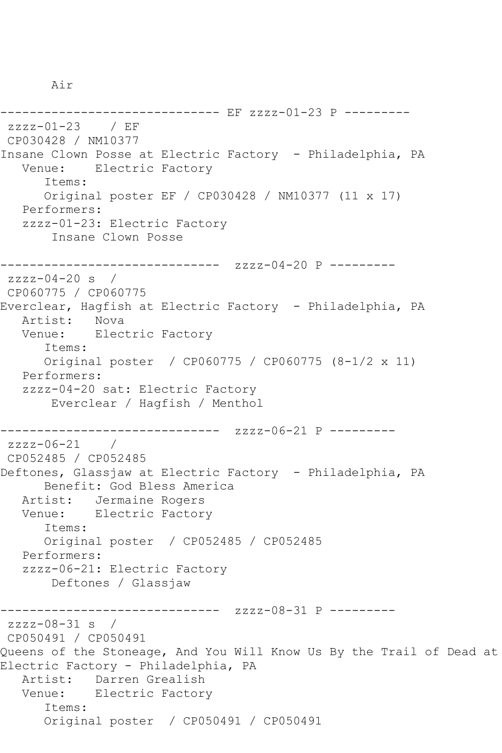Air

```
------------------------------ EF zzzz-01-23 P ---------
 zzzz-01-23    / EF
 CP030428 / NM10377
Insane Clown Posse at Electric Factory  - Philadelphia, PA
   Venue:    Electric Factory
      Items:
      Original poster EF / CP030428 / NM10377 (11 x 17)
   Performers:
   zzzz-01-23: Electric Factory
       Insane Clown Posse

------------------------------  zzzz-04-20 P ---------
 zzzz-04-20 s  /
 CP060775 / CP060775
Everclear, Hagfish at Electric Factory  - Philadelphia, PA
   Artist:   Nova
   Venue:    Electric Factory
      Items:
      Original poster  / CP060775 / CP060775 (8-1/2 x 11)
   Performers:
   zzzz-04-20 sat: Electric Factory
       Everclear / Hagfish / Menthol

------------------------------  zzzz-06-21 P ---------
 zzzz-06-21    /
 CP052485 / CP052485
Deftones, Glassjaw at Electric Factory  - Philadelphia, PA
      Benefit: God Bless America
   Artist:   Jermaine Rogers
   Venue:    Electric Factory
      Items:
      Original poster  / CP052485 / CP052485
   Performers:
   zzzz-06-21: Electric Factory
       Deftones / Glassjaw

------------------------------  zzzz-08-31 P ---------
 zzzz-08-31 s  /
 CP050491 / CP050491
Queens of the Stoneage, And You Will Know Us By the Trail of Dead at
Electric Factory - Philadelphia, PA
   Artist:   Darren Grealish
   Venue:    Electric Factory
      Items:
      Original poster  / CP050491 / CP050491
```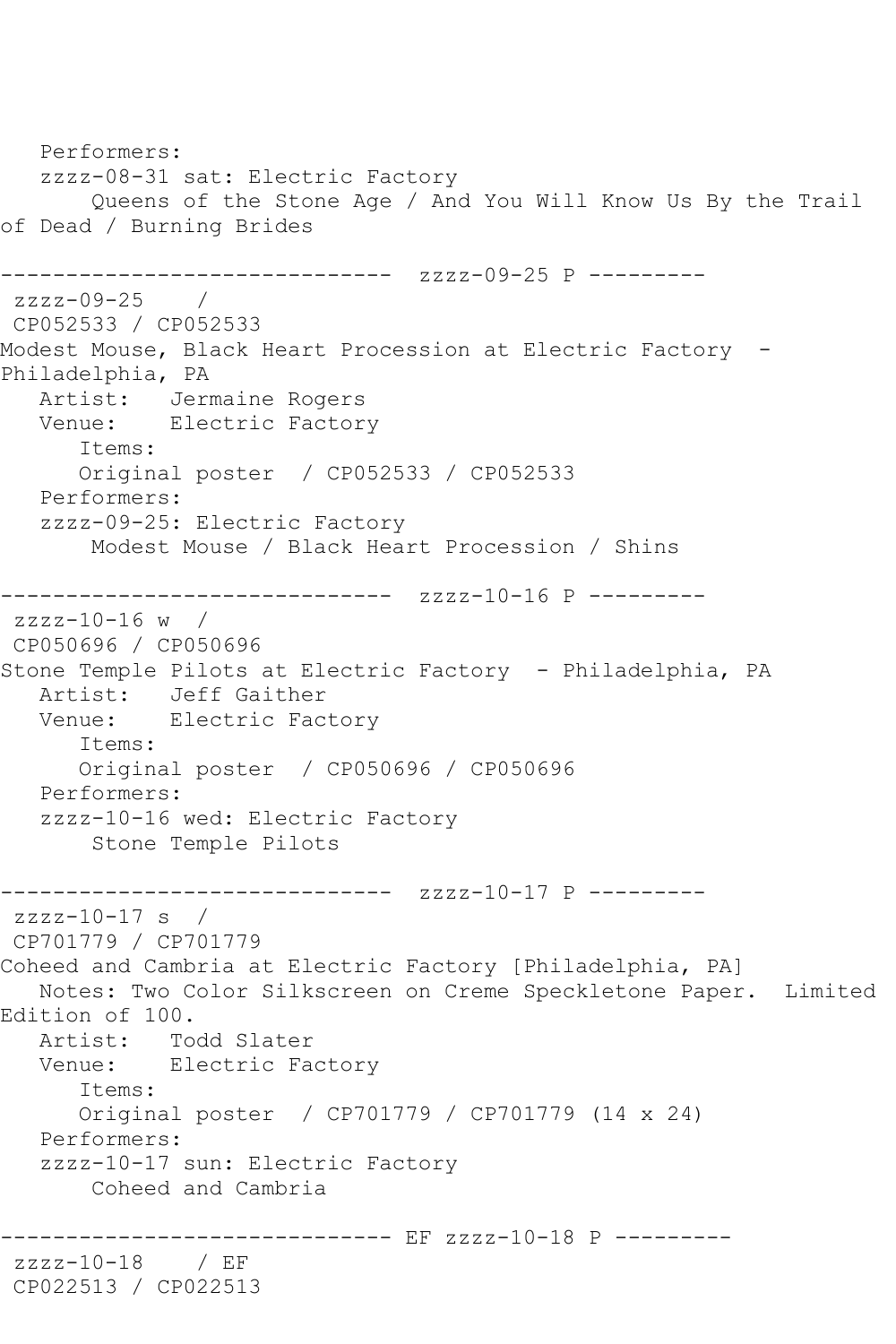```
   Performers:
   zzzz-08-31 sat: Electric Factory
        Queens of the Stone Age / And You Will Know Us By the Trail
of Dead / Burning Brides

------------------------------  zzzz-09-25 P ---------
 zzzz-09-25    /
 CP052533 / CP052533
Modest Mouse, Black Heart Procession at Electric Factory  -
Philadelphia, PA
   Artist:   Jermaine Rogers
   Venue:    Electric Factory
      Items:
      Original poster  / CP052533 / CP052533
   Performers:
   zzzz-09-25: Electric Factory
        Modest Mouse / Black Heart Procession / Shins

------------------------------  zzzz-10-16 P ---------
 zzzz-10-16 w  /
 CP050696 / CP050696
Stone Temple Pilots at Electric Factory  - Philadelphia, PA
   Artist:   Jeff Gaither
   Venue:    Electric Factory
      Items:
      Original poster  / CP050696 / CP050696
   Performers:
   zzzz-10-16 wed: Electric Factory
        Stone Temple Pilots

------------------------------  zzzz-10-17 P ---------
 zzzz-10-17 s  /
 CP701779 / CP701779
Coheed and Cambria at Electric Factory [Philadelphia, PA]
   Notes: Two Color Silkscreen on Creme Speckletone Paper.  Limited
Edition of 100.
   Artist:   Todd Slater
   Venue:    Electric Factory
      Items:
      Original poster  / CP701779 / CP701779 (14 x 24)
   Performers:
   zzzz-10-17 sun: Electric Factory
        Coheed and Cambria

------------------------------ EF zzzz-10-18 P ---------
 zzzz-10-18    / EF
 CP022513 / CP022513
```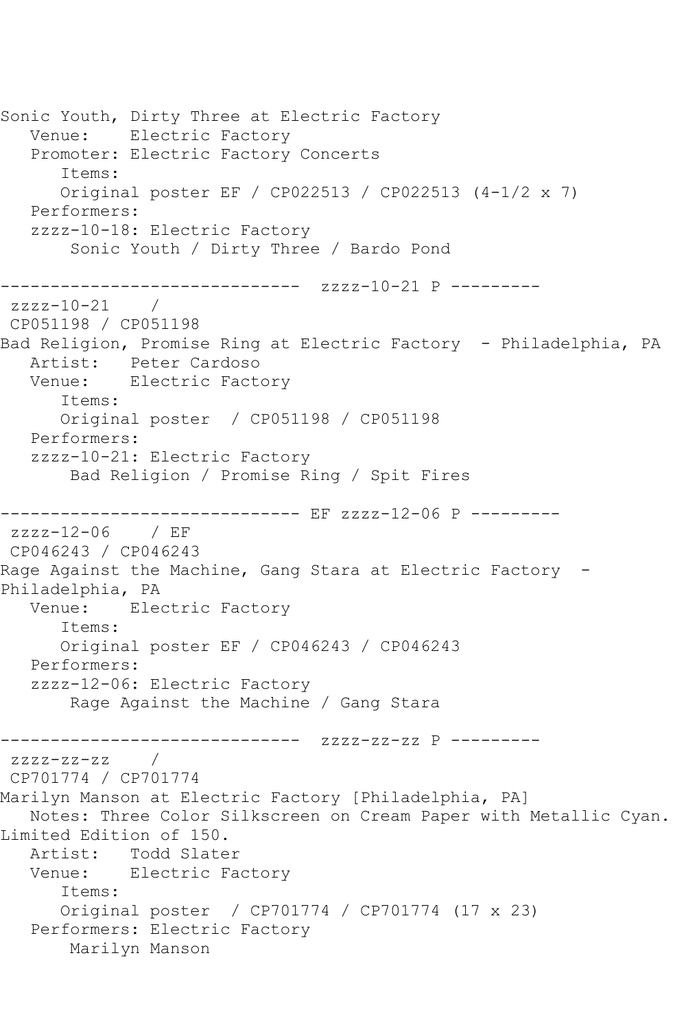Sonic Youth, Dirty Three at Electric Factory
   Venue:    Electric Factory
   Promoter: Electric Factory Concerts
      Items:
      Original poster EF / CP022513 / CP022513 (4-1/2 x 7)
   Performers:
   zzzz-10-18: Electric Factory
       Sonic Youth / Dirty Three / Bardo Pond

------------------------------  zzzz-10-21 P ---------
 zzzz-10-21    /
 CP051198 / CP051198
Bad Religion, Promise Ring at Electric Factory  - Philadelphia, PA
   Artist:   Peter Cardoso
   Venue:    Electric Factory
      Items:
      Original poster  / CP051198 / CP051198
   Performers:
   zzzz-10-21: Electric Factory
       Bad Religion / Promise Ring / Spit Fires

------------------------------ EF zzzz-12-06 P ---------
 zzzz-12-06    / EF
 CP046243 / CP046243
Rage Against the Machine, Gang Stara at Electric Factory  - Philadelphia, PA
   Venue:    Electric Factory
      Items:
      Original poster EF / CP046243 / CP046243
   Performers:
   zzzz-12-06: Electric Factory
       Rage Against the Machine / Gang Stara

------------------------------  zzzz-zz-zz P ---------
 zzzz-zz-zz    /
 CP701774 / CP701774
Marilyn Manson at Electric Factory [Philadelphia, PA]
   Notes: Three Color Silkscreen on Cream Paper with Metallic Cyan. Limited Edition of 150.
   Artist:   Todd Slater
   Venue:    Electric Factory
      Items:
      Original poster  / CP701774 / CP701774 (17 x 23)
   Performers: Electric Factory
       Marilyn Manson